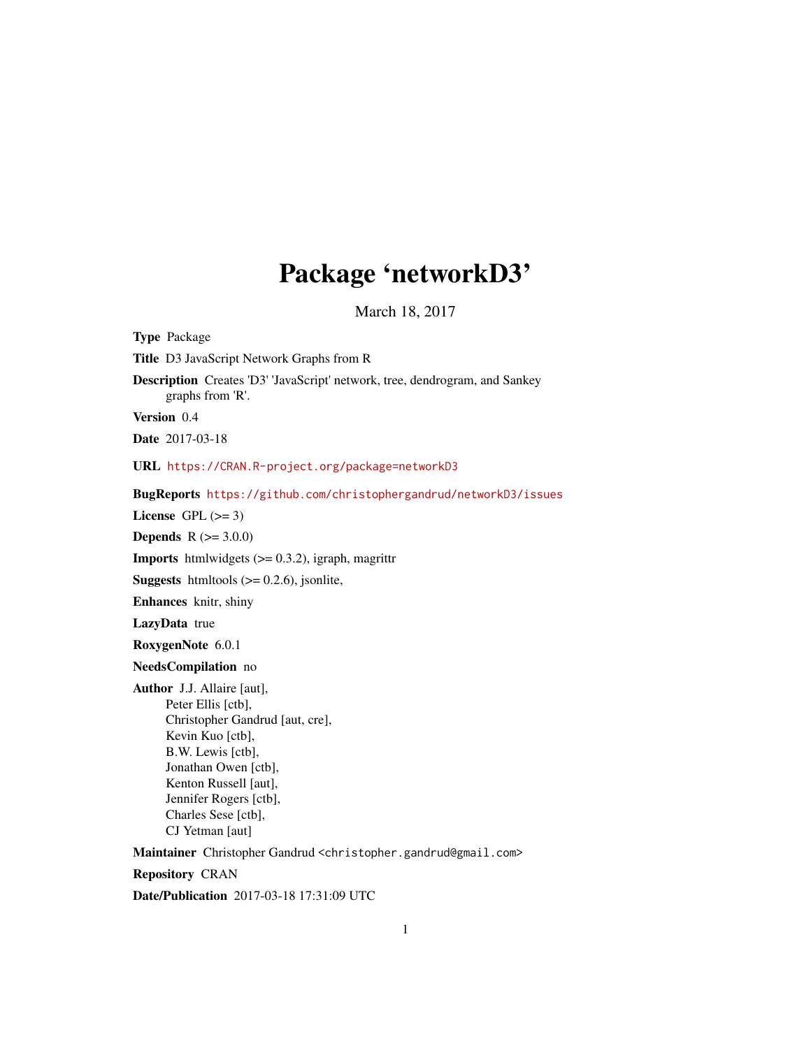# Package 'networkD3'

March 18, 2017

**Type** Package

**Title** D3 JavaScript Network Graphs from R

**Description** Creates 'D3' 'JavaScript' network, tree, dendrogram, and Sankey graphs from 'R'.

**Version** 0.4

**Date** 2017-03-18

**URL** https://CRAN.R-project.org/package=networkD3

**BugReports** https://github.com/christophergandrud/networkD3/issues

**License** GPL (>= 3)

**Depends** R (>= 3.0.0)

**Imports** htmlwidgets (>= 0.3.2), igraph, magrittr

**Suggests** htmltools (>= 0.2.6), jsonlite,

**Enhances** knitr, shiny

**LazyData** true

**RoxygenNote** 6.0.1

**NeedsCompilation** no

**Author** J.J. Allaire [aut],
Peter Ellis [ctb],
Christopher Gandrud [aut, cre],
Kevin Kuo [ctb],
B.W. Lewis [ctb],
Jonathan Owen [ctb],
Kenton Russell [aut],
Jennifer Rogers [ctb],
Charles Sese [ctb],
CJ Yetman [aut]

**Maintainer** Christopher Gandrud <christopher.gandrud@gmail.com>

**Repository** CRAN

**Date/Publication** 2017-03-18 17:31:09 UTC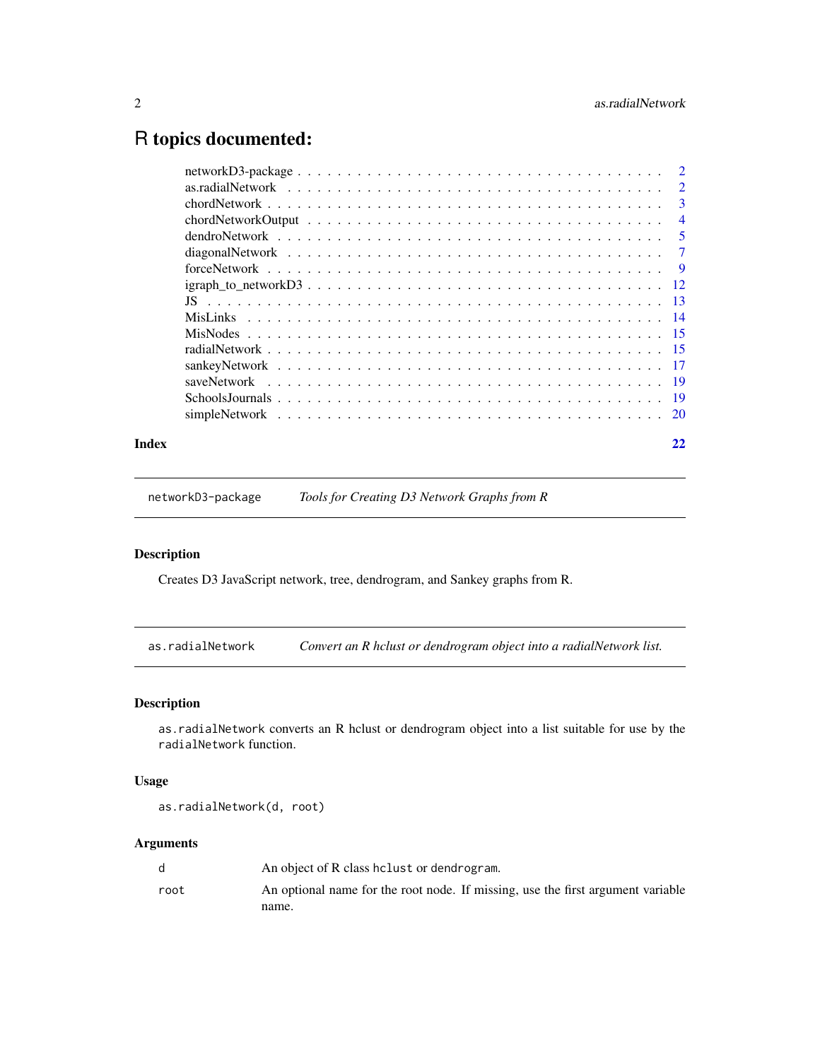# R topics documented:

| | |
|---|---|
| networkD3-package | 2 |
| as.radialNetwork | 2 |
| chordNetwork | 3 |
| chordNetworkOutput | 4 |
| dendroNetwork | 5 |
| diagonalNetwork | 7 |
| forceNetwork | 9 |
| igraph_to_networkD3 | 12 |
| JS | 13 |
| MisLinks | 14 |
| MisNodes | 15 |
| radialNetwork | 15 |
| sankeyNetwork | 17 |
| saveNetwork | 19 |
| SchoolsJournals | 19 |
| simpleNetwork | 20 |
| **Index** | **22** |

---

`networkD3-package` *Tools for Creating D3 Network Graphs from R*

---

### Description

Creates D3 JavaScript network, tree, dendrogram, and Sankey graphs from R.

---

`as.radialNetwork` *Convert an R hclust or dendrogram object into a radialNetwork list.*

---

### Description

`as.radialNetwork` converts an R hclust or dendrogram object into a list suitable for use by the `radialNetwork` function.

### Usage

```
as.radialNetwork(d, root)
```

### Arguments

| | |
|---|---|
| `d` | An object of R class `hclust` or `dendrogram`. |
| `root` | An optional name for the root node. If missing, use the first argument variable name. |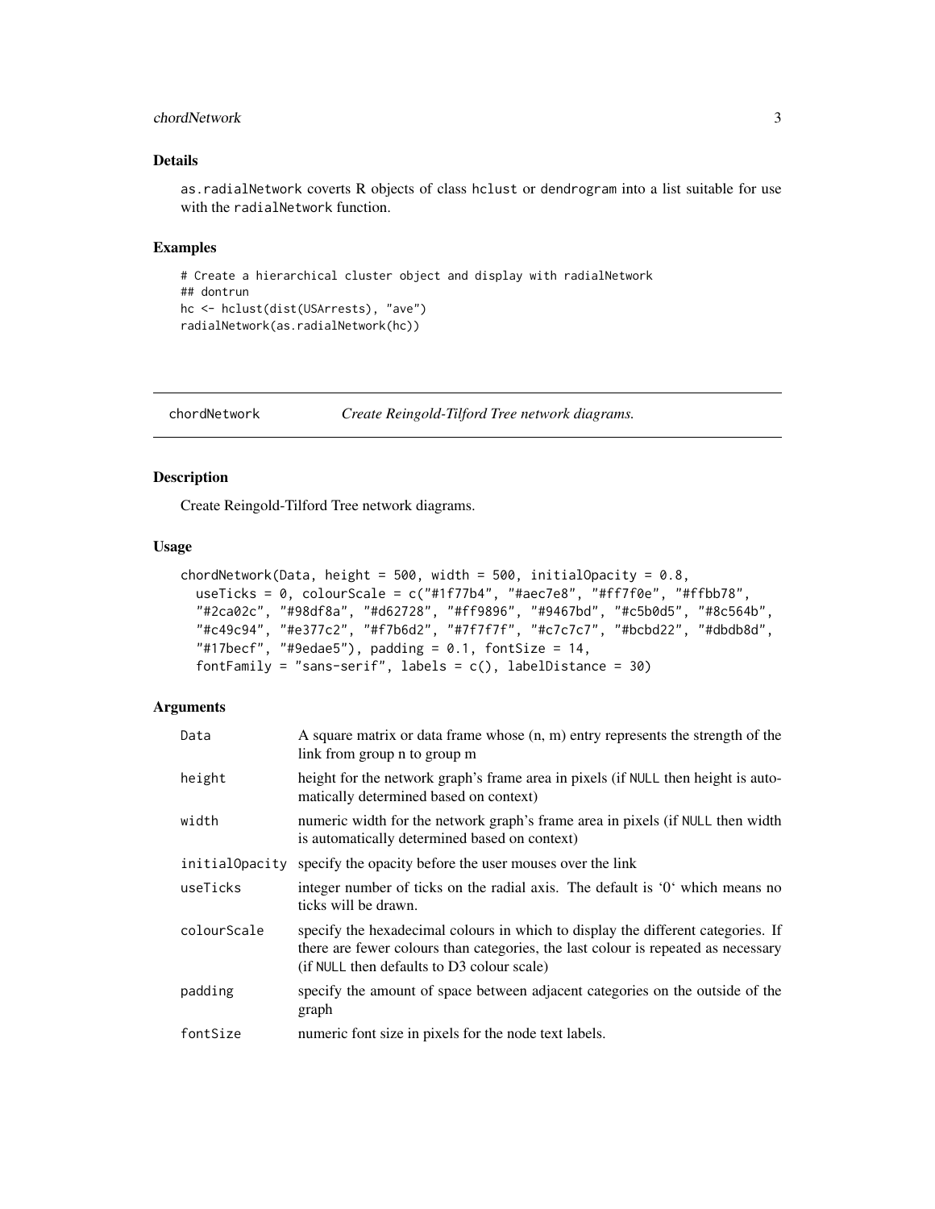### Details

`as.radialNetwork` coverts R objects of class `hclust` or `dendrogram` into a list suitable for use with the `radialNetwork` function.

### Examples

```
# Create a hierarchical cluster object and display with radialNetwork
## dontrun
hc <- hclust(dist(USArrests), "ave")
radialNetwork(as.radialNetwork(hc))
```

---

## chordNetwork — *Create Reingold-Tilford Tree network diagrams.*

---

### Description

Create Reingold-Tilford Tree network diagrams.

### Usage

```
chordNetwork(Data, height = 500, width = 500, initialOpacity = 0.8,
  useTicks = 0, colourScale = c("#1f77b4", "#aec7e8", "#ff7f0e", "#ffbb78",
  "#2ca02c", "#98df8a", "#d62728", "#ff9896", "#9467bd", "#c5b0d5", "#8c564b",
  "#c49c94", "#e377c2", "#f7b6d2", "#7f7f7f", "#c7c7c7", "#bcbd22", "#dbdb8d",
  "#17becf", "#9edae5"), padding = 0.1, fontSize = 14,
  fontFamily = "sans-serif", labels = c(), labelDistance = 30)
```

### Arguments

| | |
|---|---|
| `Data` | A square matrix or data frame whose (n, m) entry represents the strength of the link from group n to group m |
| `height` | height for the network graph's frame area in pixels (if `NULL` then height is automatically determined based on context) |
| `width` | numeric width for the network graph's frame area in pixels (if `NULL` then width is automatically determined based on context) |
| `initialOpacity` | specify the opacity before the user mouses over the link |
| `useTicks` | integer number of ticks on the radial axis. The default is '0' which means no ticks will be drawn. |
| `colourScale` | specify the hexadecimal colours in which to display the different categories. If there are fewer colours than categories, the last colour is repeated as necessary (if `NULL` then defaults to D3 colour scale) |
| `padding` | specify the amount of space between adjacent categories on the outside of the graph |
| `fontSize` | numeric font size in pixels for the node text labels. |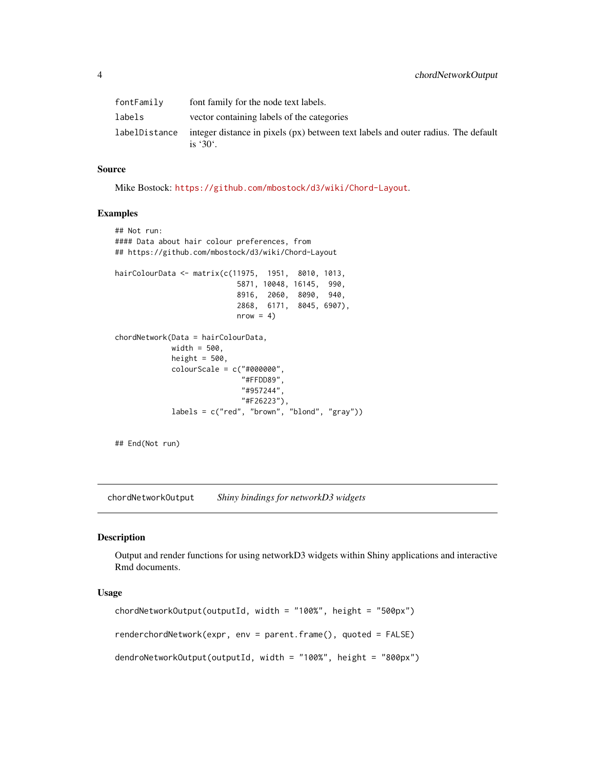| | |
|---|---|
| fontFamily | font family for the node text labels. |
| labels | vector containing labels of the categories |
| labelDistance | integer distance in pixels (px) between text labels and outer radius. The default is '30'. |

### Source

Mike Bostock: https://github.com/mbostock/d3/wiki/Chord-Layout.

### Examples

```
## Not run:
#### Data about hair colour preferences, from
## https://github.com/mbostock/d3/wiki/Chord-Layout

hairColourData <- matrix(c(11975,  1951,  8010, 1013,
                            5871, 10048, 16145,  990,
                            8916,  2060,  8090,  940,
                            2868,  6171,  8045, 6907),
                            nrow = 4)

chordNetwork(Data = hairColourData,
             width = 500,
             height = 500,
             colourScale = c("#000000",
                             "#FFDD89",
                             "#957244",
                             "#F26223"),
             labels = c("red", "brown", "blond", "gray"))


## End(Not run)
```

---

## chordNetworkOutput    *Shiny bindings for networkD3 widgets*

### Description

Output and render functions for using networkD3 widgets within Shiny applications and interactive Rmd documents.

### Usage

```
chordNetworkOutput(outputId, width = "100%", height = "500px")

renderchordNetwork(expr, env = parent.frame(), quoted = FALSE)

dendroNetworkOutput(outputId, width = "100%", height = "800px")
```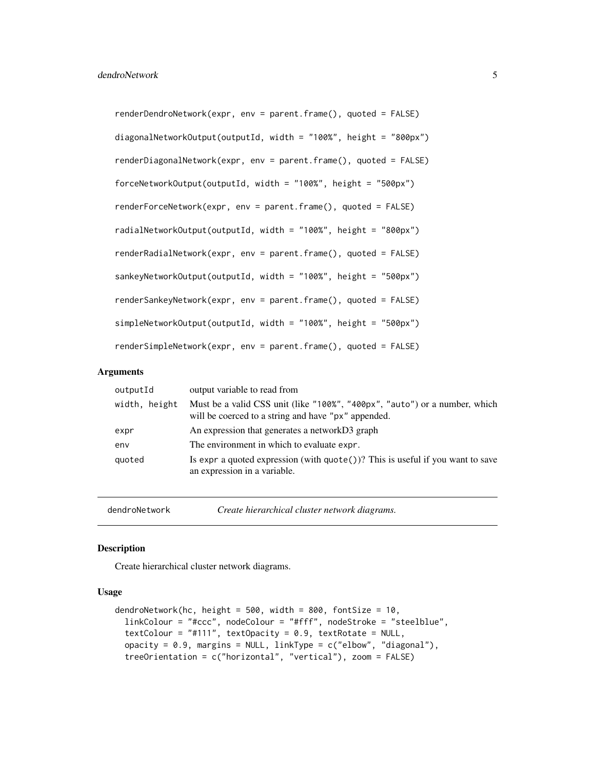```
renderDendroNetwork(expr, env = parent.frame(), quoted = FALSE)

diagonalNetworkOutput(outputId, width = "100%", height = "800px")

renderDiagonalNetwork(expr, env = parent.frame(), quoted = FALSE)

forceNetworkOutput(outputId, width = "100%", height = "500px")

renderForceNetwork(expr, env = parent.frame(), quoted = FALSE)

radialNetworkOutput(outputId, width = "100%", height = "800px")

renderRadialNetwork(expr, env = parent.frame(), quoted = FALSE)

sankeyNetworkOutput(outputId, width = "100%", height = "500px")

renderSankeyNetwork(expr, env = parent.frame(), quoted = FALSE)

simpleNetworkOutput(outputId, width = "100%", height = "500px")

renderSimpleNetwork(expr, env = parent.frame(), quoted = FALSE)
```

### Arguments

| | |
|---|---|
| outputId | output variable to read from |
| width, height | Must be a valid CSS unit (like "100%", "400px", "auto") or a number, which will be coerced to a string and have "px" appended. |
| expr | An expression that generates a networkD3 graph |
| env | The environment in which to evaluate expr. |
| quoted | Is expr a quoted expression (with quote())? This is useful if you want to save an expression in a variable. |

---

## dendroNetwork — *Create hierarchical cluster network diagrams.*

---

### Description

Create hierarchical cluster network diagrams.

### Usage

```
dendroNetwork(hc, height = 500, width = 800, fontSize = 10,
  linkColour = "#ccc", nodeColour = "#fff", nodeStroke = "steelblue",
  textColour = "#111", textOpacity = 0.9, textRotate = NULL,
  opacity = 0.9, margins = NULL, linkType = c("elbow", "diagonal"),
  treeOrientation = c("horizontal", "vertical"), zoom = FALSE)
```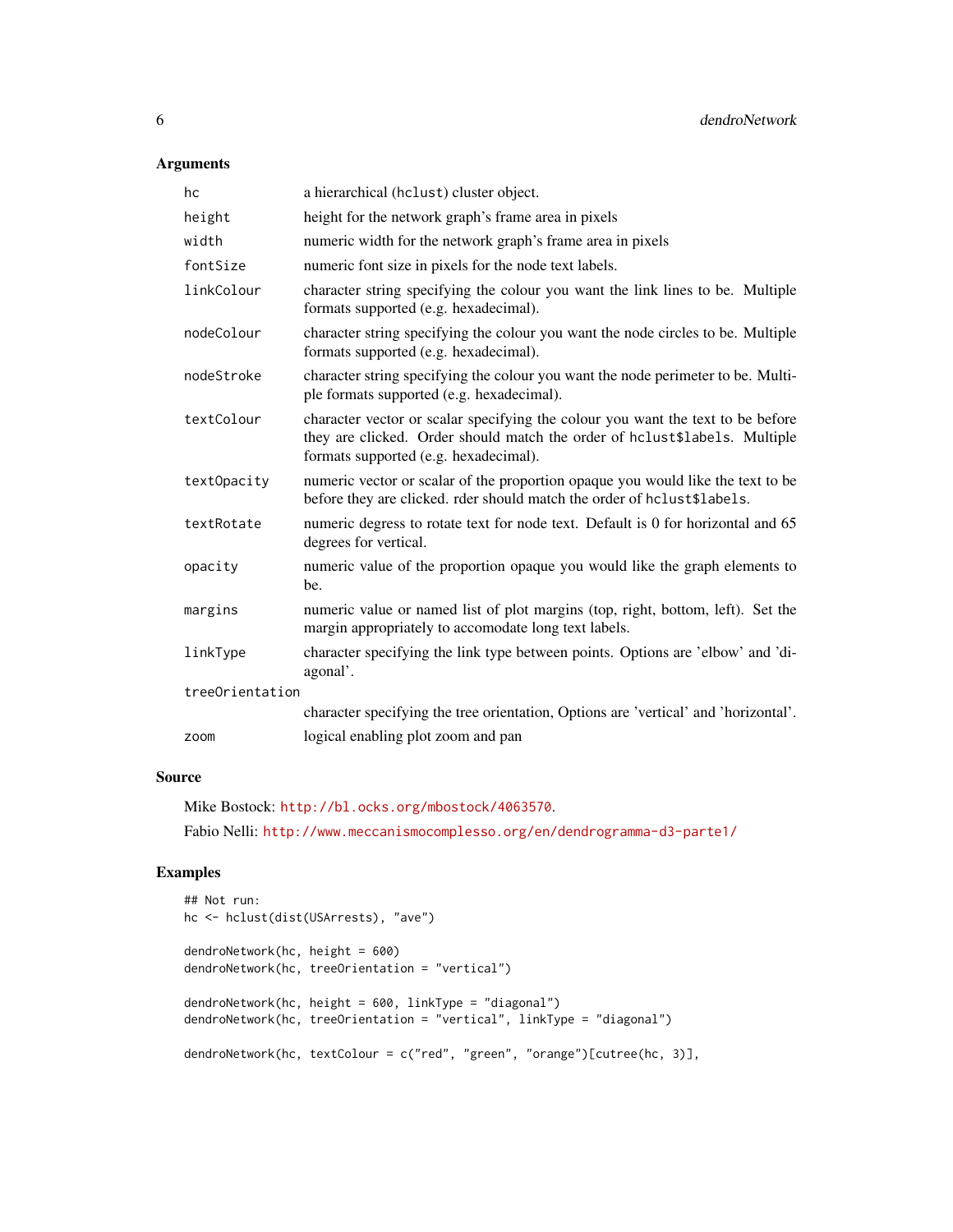## Arguments

| | |
|---|---|
| `hc` | a hierarchical (`hclust`) cluster object. |
| `height` | height for the network graph's frame area in pixels |
| `width` | numeric width for the network graph's frame area in pixels |
| `fontSize` | numeric font size in pixels for the node text labels. |
| `linkColour` | character string specifying the colour you want the link lines to be. Multiple formats supported (e.g. hexadecimal). |
| `nodeColour` | character string specifying the colour you want the node circles to be. Multiple formats supported (e.g. hexadecimal). |
| `nodeStroke` | character string specifying the colour you want the node perimeter to be. Multiple formats supported (e.g. hexadecimal). |
| `textColour` | character vector or scalar specifying the colour you want the text to be before they are clicked. Order should match the order of `hclust$labels`. Multiple formats supported (e.g. hexadecimal). |
| `textOpacity` | numeric vector or scalar of the proportion opaque you would like the text to be before they are clicked. rder should match the order of `hclust$labels`. |
| `textRotate` | numeric degress to rotate text for node text. Default is 0 for horizontal and 65 degrees for vertical. |
| `opacity` | numeric value of the proportion opaque you would like the graph elements to be. |
| `margins` | numeric value or named list of plot margins (top, right, bottom, left). Set the margin appropriately to accomodate long text labels. |
| `linkType` | character specifying the link type between points. Options are 'elbow' and 'diagonal'. |
| `treeOrientation` | character specifying the tree orientation, Options are 'vertical' and 'horizontal'. |
| `zoom` | logical enabling plot zoom and pan |

## Source

Mike Bostock: http://bl.ocks.org/mbostock/4063570.

Fabio Nelli: http://www.meccanismocomplesso.org/en/dendrogramma-d3-parte1/

## Examples

```
## Not run:
hc <- hclust(dist(USArrests), "ave")

dendroNetwork(hc, height = 600)
dendroNetwork(hc, treeOrientation = "vertical")

dendroNetwork(hc, height = 600, linkType = "diagonal")
dendroNetwork(hc, treeOrientation = "vertical", linkType = "diagonal")

dendroNetwork(hc, textColour = c("red", "green", "orange")[cutree(hc, 3)],
```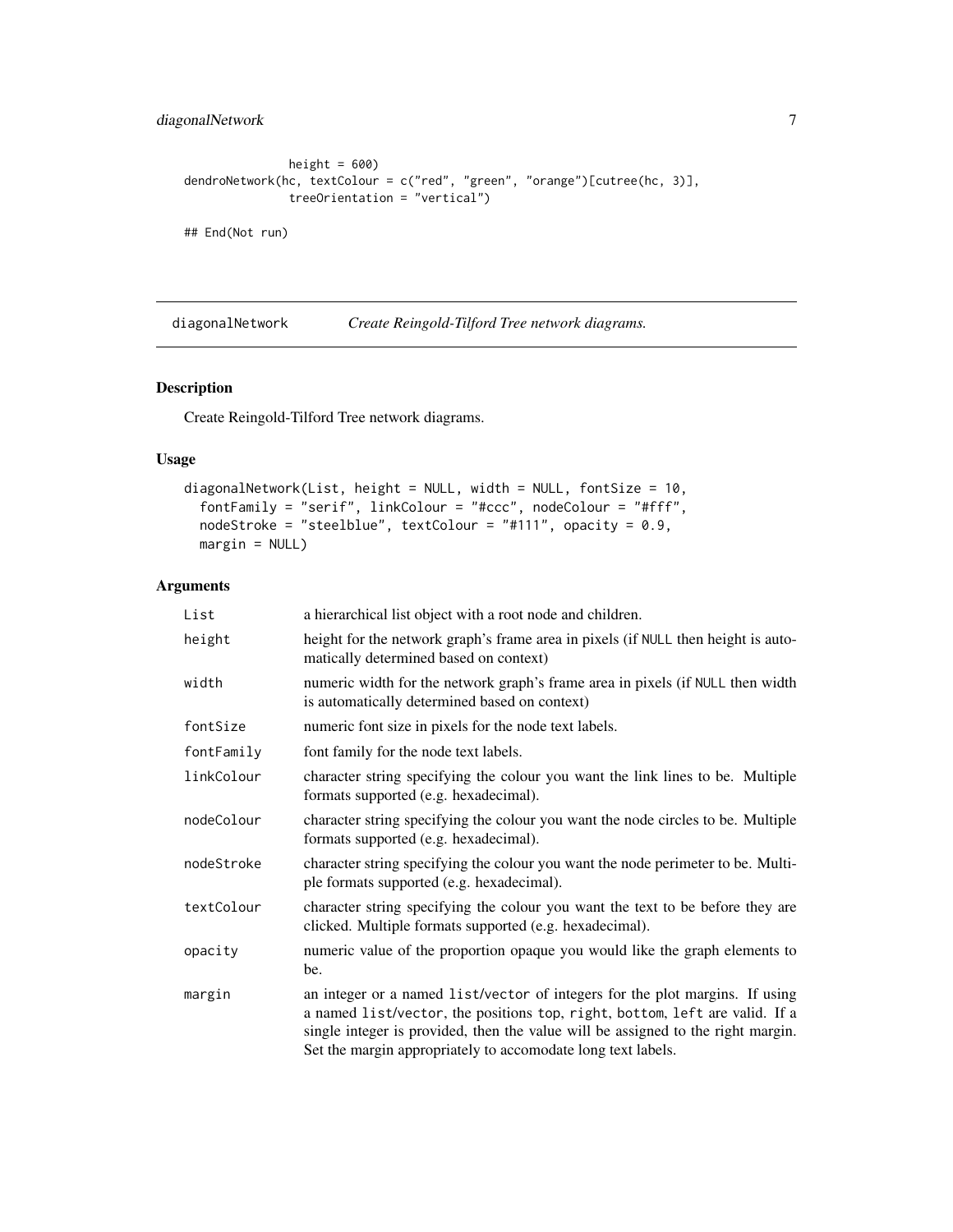```
               height = 600)
dendroNetwork(hc, textColour = c("red", "green", "orange")[cutree(hc, 3)],
               treeOrientation = "vertical")

## End(Not run)
```

---

## diagonalNetwork *Create Reingold-Tilford Tree network diagrams.*

---

### Description

Create Reingold-Tilford Tree network diagrams.

### Usage

```
diagonalNetwork(List, height = NULL, width = NULL, fontSize = 10,
  fontFamily = "serif", linkColour = "#ccc", nodeColour = "#fff",
  nodeStroke = "steelblue", textColour = "#111", opacity = 0.9,
  margin = NULL)
```

### Arguments

| | |
|---|---|
| `List` | a hierarchical list object with a root node and children. |
| `height` | height for the network graph's frame area in pixels (if `NULL` then height is automatically determined based on context) |
| `width` | numeric width for the network graph's frame area in pixels (if `NULL` then width is automatically determined based on context) |
| `fontSize` | numeric font size in pixels for the node text labels. |
| `fontFamily` | font family for the node text labels. |
| `linkColour` | character string specifying the colour you want the link lines to be. Multiple formats supported (e.g. hexadecimal). |
| `nodeColour` | character string specifying the colour you want the node circles to be. Multiple formats supported (e.g. hexadecimal). |
| `nodeStroke` | character string specifying the colour you want the node perimeter to be. Multiple formats supported (e.g. hexadecimal). |
| `textColour` | character string specifying the colour you want the text to be before they are clicked. Multiple formats supported (e.g. hexadecimal). |
| `opacity` | numeric value of the proportion opaque you would like the graph elements to be. |
| `margin` | an integer or a named `list`/`vector` of integers for the plot margins. If using a named `list`/`vector`, the positions `top`, `right`, `bottom`, `left` are valid. If a single integer is provided, then the value will be assigned to the right margin. Set the margin appropriately to accomodate long text labels. |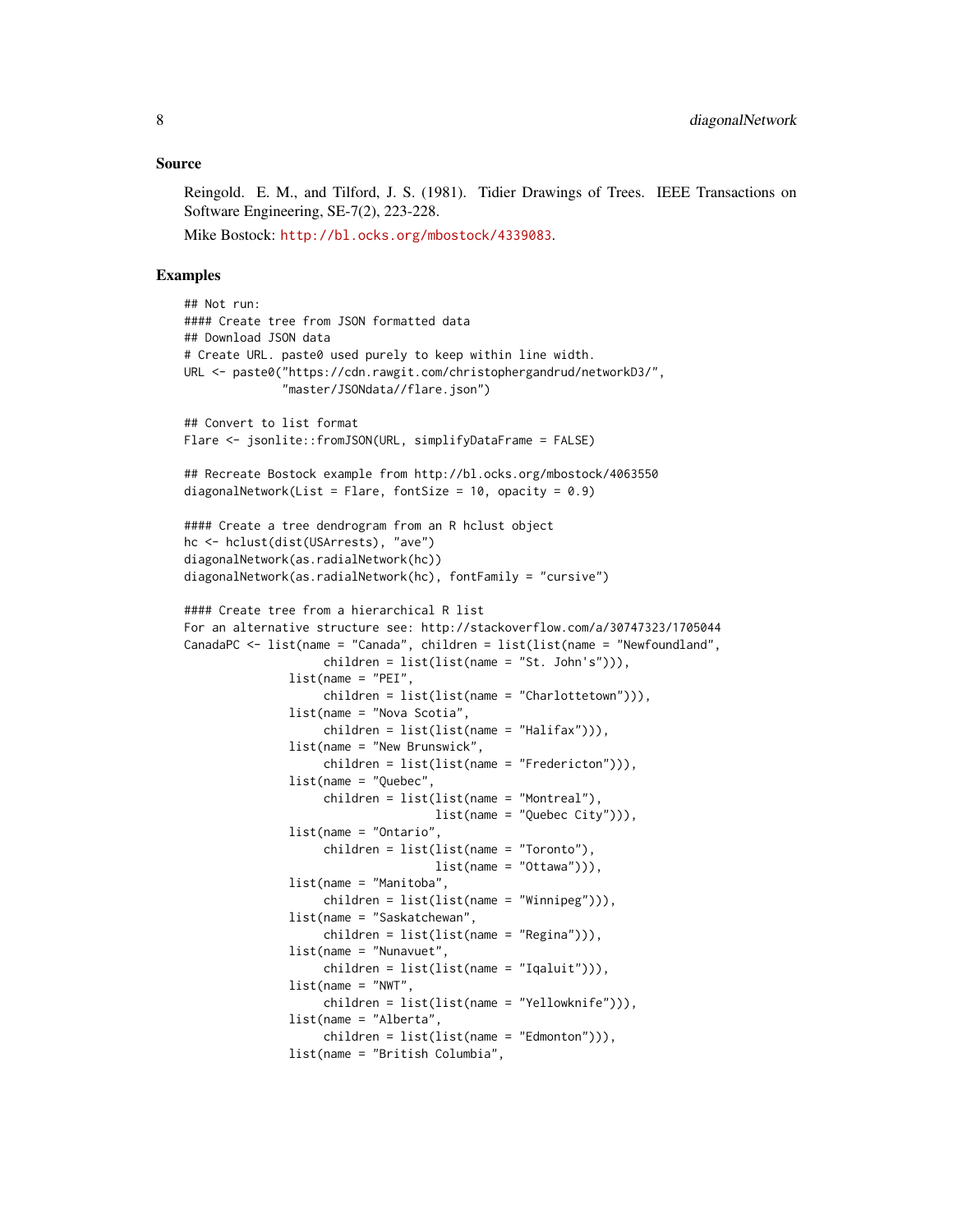## Source

Reingold. E. M., and Tilford, J. S. (1981). Tidier Drawings of Trees. IEEE Transactions on Software Engineering, SE-7(2), 223-228.

Mike Bostock: http://bl.ocks.org/mbostock/4339083.

## Examples

```
## Not run:
#### Create tree from JSON formatted data
## Download JSON data
# Create URL. paste0 used purely to keep within line width.
URL <- paste0("https://cdn.rawgit.com/christophergandrud/networkD3/",
              "master/JSONdata//flare.json")

## Convert to list format
Flare <- jsonlite::fromJSON(URL, simplifyDataFrame = FALSE)

## Recreate Bostock example from http://bl.ocks.org/mbostock/4063550
diagonalNetwork(List = Flare, fontSize = 10, opacity = 0.9)

#### Create a tree dendrogram from an R hclust object
hc <- hclust(dist(USArrests), "ave")
diagonalNetwork(as.radialNetwork(hc))
diagonalNetwork(as.radialNetwork(hc), fontFamily = "cursive")

#### Create tree from a hierarchical R list
For an alternative structure see: http://stackoverflow.com/a/30747323/1705044
CanadaPC <- list(name = "Canada", children = list(list(name = "Newfoundland",
                     children = list(list(name = "St. John's"))),
               list(name = "PEI",
                     children = list(list(name = "Charlottetown"))),
               list(name = "Nova Scotia",
                     children = list(list(name = "Halifax"))),
               list(name = "New Brunswick",
                     children = list(list(name = "Fredericton"))),
               list(name = "Quebec",
                     children = list(list(name = "Montreal"),
                                     list(name = "Quebec City"))),
               list(name = "Ontario",
                     children = list(list(name = "Toronto"),
                                     list(name = "Ottawa"))),
               list(name = "Manitoba",
                     children = list(list(name = "Winnipeg"))),
               list(name = "Saskatchewan",
                     children = list(list(name = "Regina"))),
               list(name = "Nunavuet",
                     children = list(list(name = "Iqaluit"))),
               list(name = "NWT",
                     children = list(list(name = "Yellowknife"))),
               list(name = "Alberta",
                     children = list(list(name = "Edmonton"))),
               list(name = "British Columbia",
```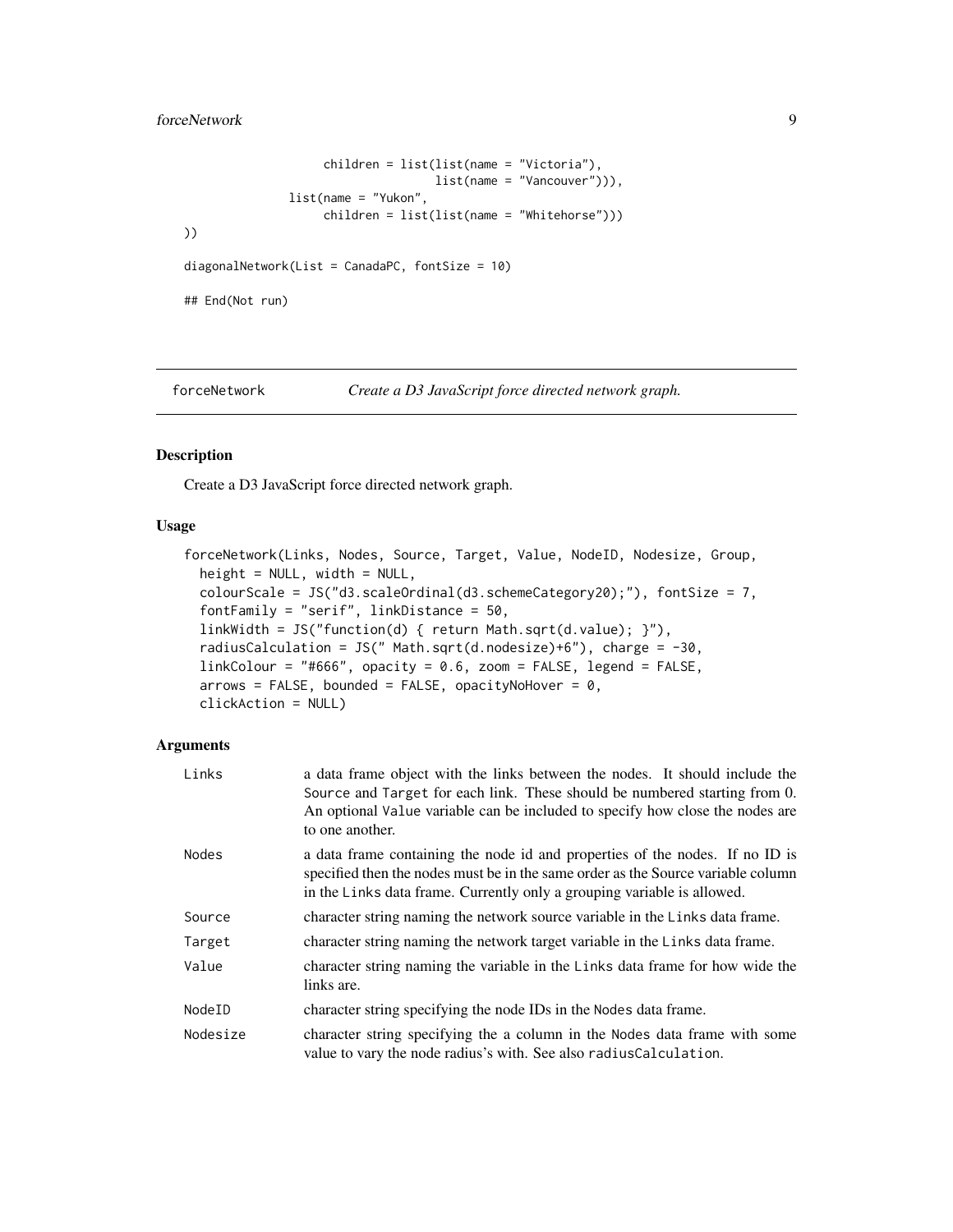```
                    children = list(list(name = "Victoria"),
                                    list(name = "Vancouver"))),
              list(name = "Yukon",
                    children = list(list(name = "Whitehorse")))
))

diagonalNetwork(List = CanadaPC, fontSize = 10)

## End(Not run)
```

## forceNetwork — *Create a D3 JavaScript force directed network graph.*

### Description

Create a D3 JavaScript force directed network graph.

### Usage

```
forceNetwork(Links, Nodes, Source, Target, Value, NodeID, Nodesize, Group,
  height = NULL, width = NULL,
  colourScale = JS("d3.scaleOrdinal(d3.schemeCategory20);"), fontSize = 7,
  fontFamily = "serif", linkDistance = 50,
  linkWidth = JS("function(d) { return Math.sqrt(d.value); }"),
  radiusCalculation = JS(" Math.sqrt(d.nodesize)+6"), charge = -30,
  linkColour = "#666", opacity = 0.6, zoom = FALSE, legend = FALSE,
  arrows = FALSE, bounded = FALSE, opacityNoHover = 0,
  clickAction = NULL)
```

### Arguments

| | |
|---|---|
| `Links` | a data frame object with the links between the nodes. It should include the `Source` and `Target` for each link. These should be numbered starting from 0. An optional `Value` variable can be included to specify how close the nodes are to one another. |
| `Nodes` | a data frame containing the node id and properties of the nodes. If no ID is specified then the nodes must be in the same order as the Source variable column in the `Links` data frame. Currently only a grouping variable is allowed. |
| `Source` | character string naming the network source variable in the `Links` data frame. |
| `Target` | character string naming the network target variable in the `Links` data frame. |
| `Value` | character string naming the variable in the `Links` data frame for how wide the links are. |
| `NodeID` | character string specifying the node IDs in the `Nodes` data frame. |
| `Nodesize` | character string specifying the a column in the `Nodes` data frame with some value to vary the node radius's with. See also `radiusCalculation`. |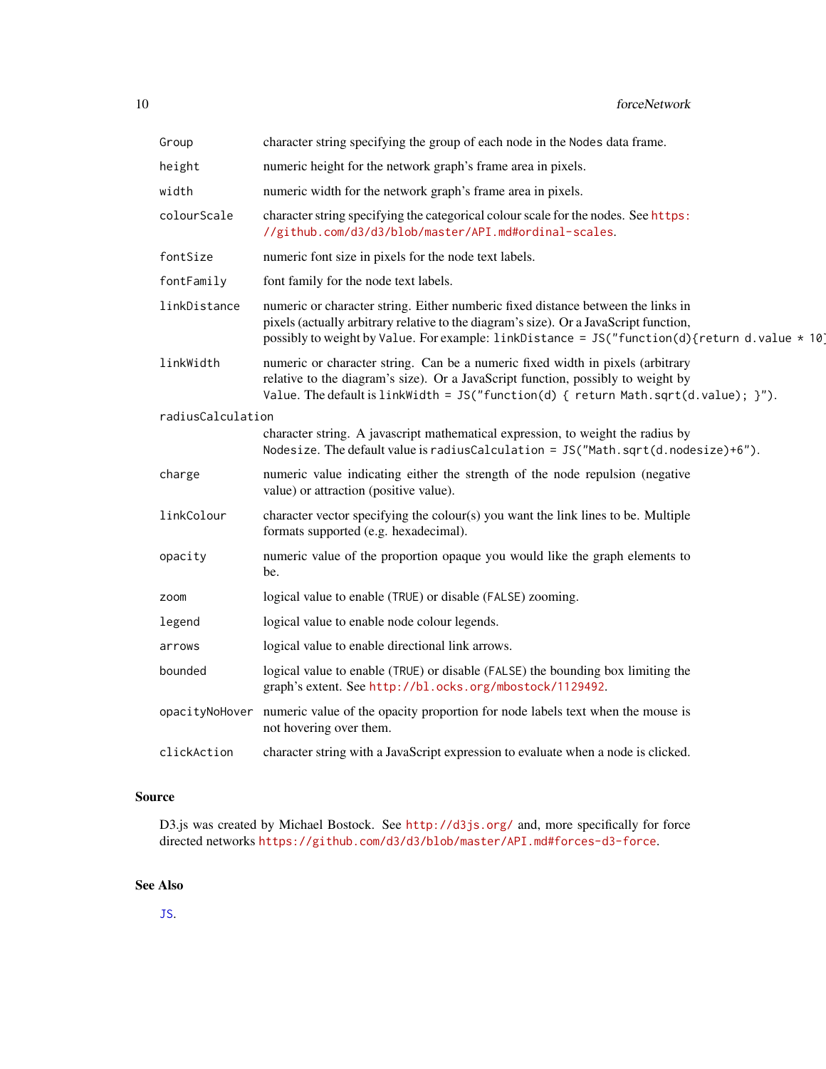| | |
|---|---|
| `Group` | character string specifying the group of each node in the `Nodes` data frame. |
| `height` | numeric height for the network graph's frame area in pixels. |
| `width` | numeric width for the network graph's frame area in pixels. |
| `colourScale` | character string specifying the categorical colour scale for the nodes. See https://github.com/d3/d3/blob/master/API.md#ordinal-scales. |
| `fontSize` | numeric font size in pixels for the node text labels. |
| `fontFamily` | font family for the node text labels. |
| `linkDistance` | numeric or character string. Either numberic fixed distance between the links in pixels (actually arbitrary relative to the diagram's size). Or a JavaScript function, possibly to weight by `Value`. For example: `linkDistance = JS("function(d){return d.value * 10` |
| `linkWidth` | numeric or character string. Can be a numeric fixed width in pixels (arbitrary relative to the diagram's size). Or a JavaScript function, possibly to weight by `Value`. The default is `linkWidth = JS("function(d) { return Math.sqrt(d.value); }")`. |
| `radiusCalculation` | character string. A javascript mathematical expression, to weight the radius by `Nodesize`. The default value is `radiusCalculation = JS("Math.sqrt(d.nodesize)+6")`. |
| `charge` | numeric value indicating either the strength of the node repulsion (negative value) or attraction (positive value). |
| `linkColour` | character vector specifying the colour(s) you want the link lines to be. Multiple formats supported (e.g. hexadecimal). |
| `opacity` | numeric value of the proportion opaque you would like the graph elements to be. |
| `zoom` | logical value to enable (`TRUE`) or disable (`FALSE`) zooming. |
| `legend` | logical value to enable node colour legends. |
| `arrows` | logical value to enable directional link arrows. |
| `bounded` | logical value to enable (`TRUE`) or disable (`FALSE`) the bounding box limiting the graph's extent. See http://bl.ocks.org/mbostock/1129492. |
| `opacityNoHover` | numeric value of the opacity proportion for node labels text when the mouse is not hovering over them. |
| `clickAction` | character string with a JavaScript expression to evaluate when a node is clicked. |

## Source

D3.js was created by Michael Bostock. See http://d3js.org/ and, more specifically for force directed networks https://github.com/d3/d3/blob/master/API.md#forces-d3-force.

## See Also

`JS`.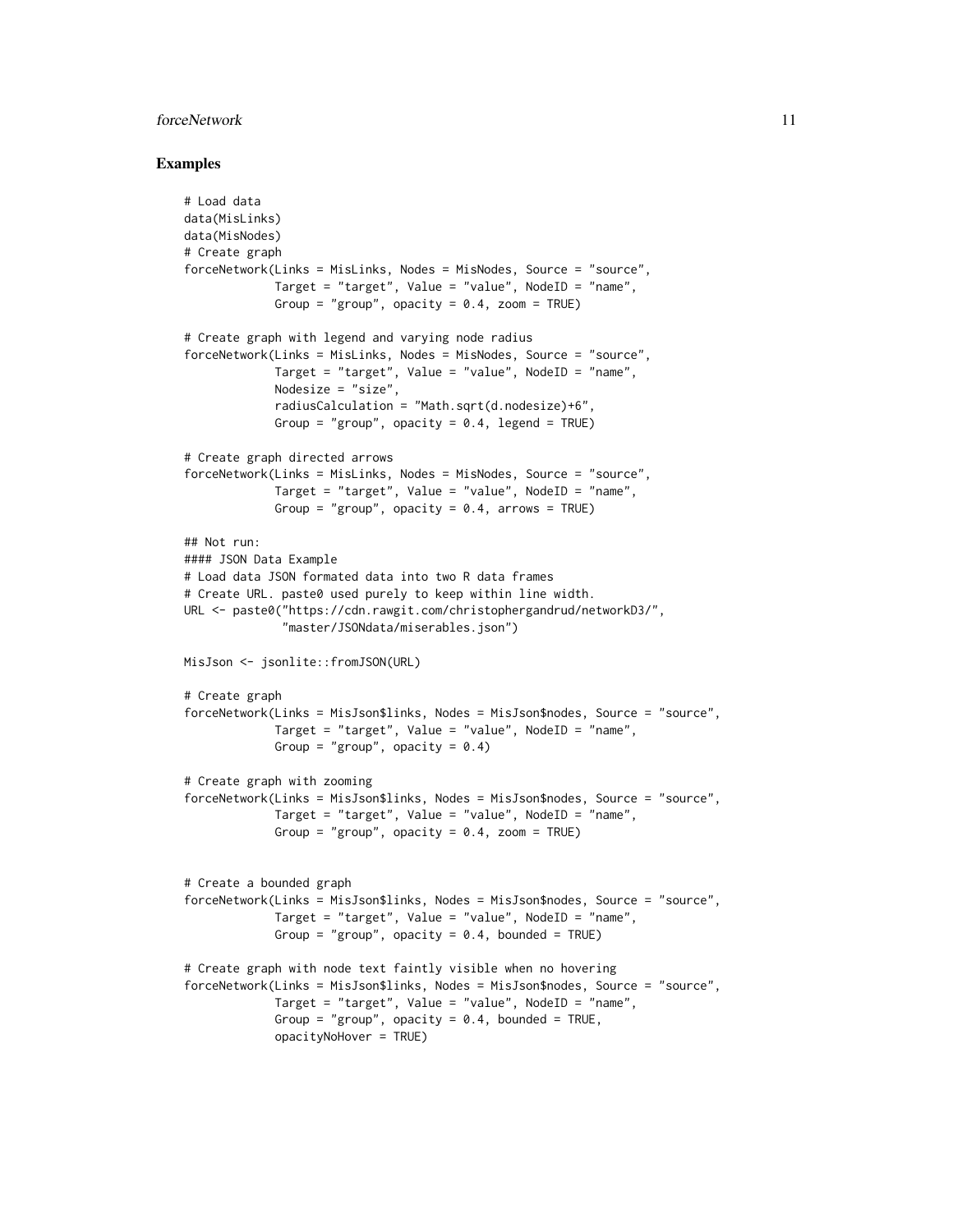## Examples

```
# Load data
data(MisLinks)
data(MisNodes)
# Create graph
forceNetwork(Links = MisLinks, Nodes = MisNodes, Source = "source",
             Target = "target", Value = "value", NodeID = "name",
             Group = "group", opacity = 0.4, zoom = TRUE)

# Create graph with legend and varying node radius
forceNetwork(Links = MisLinks, Nodes = MisNodes, Source = "source",
             Target = "target", Value = "value", NodeID = "name",
             Nodesize = "size",
             radiusCalculation = "Math.sqrt(d.nodesize)+6",
             Group = "group", opacity = 0.4, legend = TRUE)

# Create graph directed arrows
forceNetwork(Links = MisLinks, Nodes = MisNodes, Source = "source",
             Target = "target", Value = "value", NodeID = "name",
             Group = "group", opacity = 0.4, arrows = TRUE)

## Not run:
#### JSON Data Example
# Load data JSON formated data into two R data frames
# Create URL. paste0 used purely to keep within line width.
URL <- paste0("https://cdn.rawgit.com/christophergandrud/networkD3/",
              "master/JSONdata/miserables.json")

MisJson <- jsonlite::fromJSON(URL)

# Create graph
forceNetwork(Links = MisJson$links, Nodes = MisJson$nodes, Source = "source",
             Target = "target", Value = "value", NodeID = "name",
             Group = "group", opacity = 0.4)

# Create graph with zooming
forceNetwork(Links = MisJson$links, Nodes = MisJson$nodes, Source = "source",
             Target = "target", Value = "value", NodeID = "name",
             Group = "group", opacity = 0.4, zoom = TRUE)


# Create a bounded graph
forceNetwork(Links = MisJson$links, Nodes = MisJson$nodes, Source = "source",
             Target = "target", Value = "value", NodeID = "name",
             Group = "group", opacity = 0.4, bounded = TRUE)

# Create graph with node text faintly visible when no hovering
forceNetwork(Links = MisJson$links, Nodes = MisJson$nodes, Source = "source",
             Target = "target", Value = "value", NodeID = "name",
             Group = "group", opacity = 0.4, bounded = TRUE,
             opacityNoHover = TRUE)
```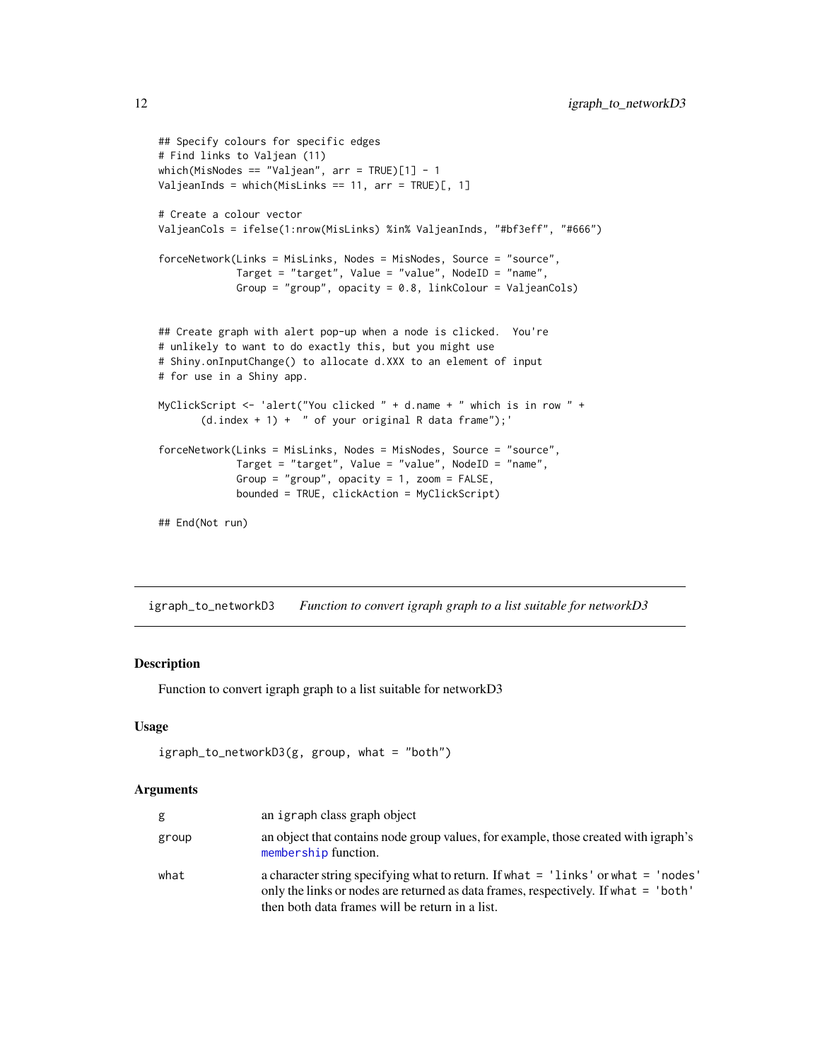```
## Specify colours for specific edges
# Find links to Valjean (11)
which(MisNodes == "Valjean", arr = TRUE)[1] - 1
ValjeanInds = which(MisLinks == 11, arr = TRUE)[, 1]

# Create a colour vector
ValjeanCols = ifelse(1:nrow(MisLinks) %in% ValjeanInds, "#bf3eff", "#666")

forceNetwork(Links = MisLinks, Nodes = MisNodes, Source = "source",
             Target = "target", Value = "value", NodeID = "name",
             Group = "group", opacity = 0.8, linkColour = ValjeanCols)


## Create graph with alert pop-up when a node is clicked.  You're
# unlikely to want to do exactly this, but you might use
# Shiny.onInputChange() to allocate d.XXX to an element of input
# for use in a Shiny app.

MyClickScript <- 'alert("You clicked " + d.name + " which is in row " +
       (d.index + 1) +  " of your original R data frame");'

forceNetwork(Links = MisLinks, Nodes = MisNodes, Source = "source",
             Target = "target", Value = "value", NodeID = "name",
             Group = "group", opacity = 1, zoom = FALSE,
             bounded = TRUE, clickAction = MyClickScript)

## End(Not run)
```

---

## igraph_to_networkD3 — *Function to convert igraph graph to a list suitable for networkD3*

### Description

Function to convert igraph graph to a list suitable for networkD3

### Usage

```
igraph_to_networkD3(g, group, what = "both")
```

### Arguments

| | |
|---|---|
| g | an igraph class graph object |
| group | an object that contains node group values, for example, those created with igraph's membership function. |
| what | a character string specifying what to return. If what = 'links' or what = 'nodes' only the links or nodes are returned as data frames, respectively. If what = 'both' then both data frames will be return in a list. |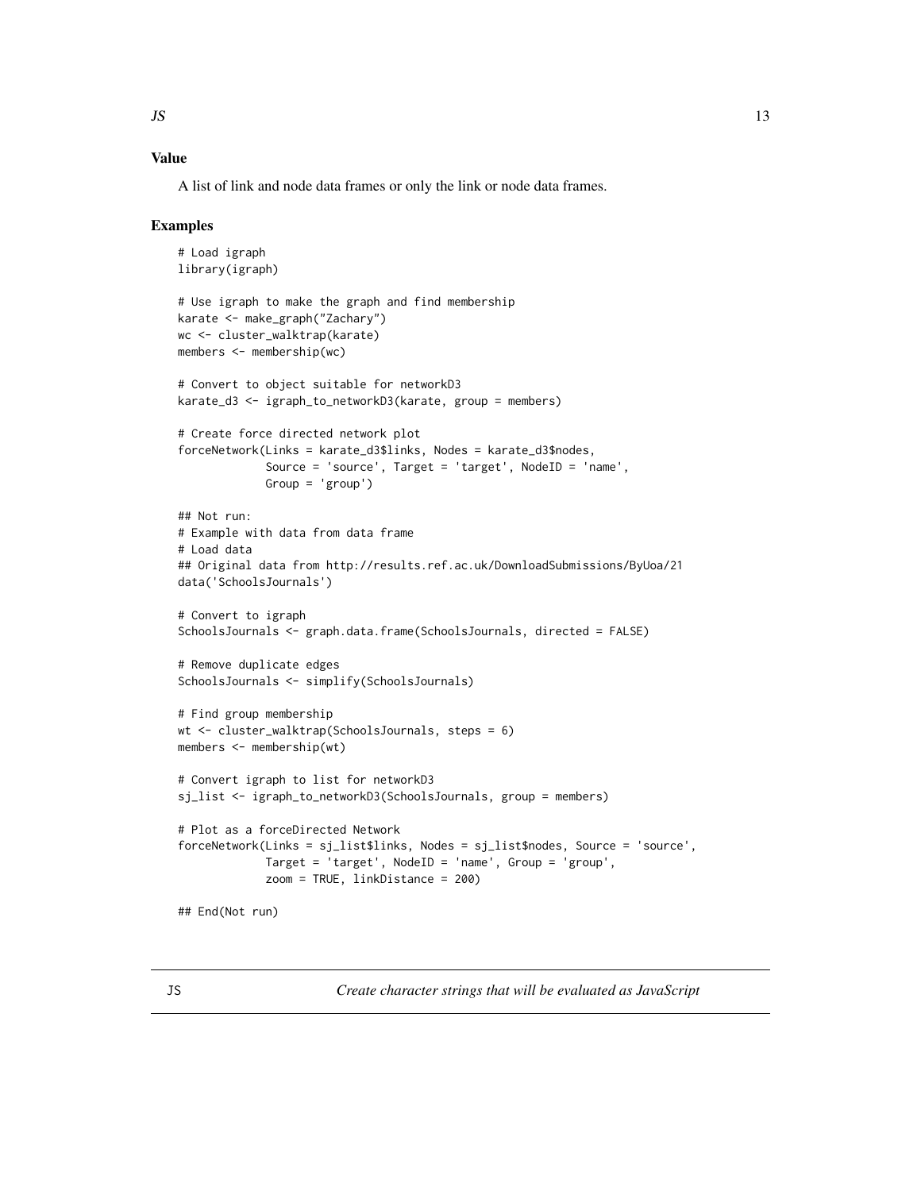## Value

A list of link and node data frames or only the link or node data frames.

## Examples

```
# Load igraph
library(igraph)

# Use igraph to make the graph and find membership
karate <- make_graph("Zachary")
wc <- cluster_walktrap(karate)
members <- membership(wc)

# Convert to object suitable for networkD3
karate_d3 <- igraph_to_networkD3(karate, group = members)

# Create force directed network plot
forceNetwork(Links = karate_d3$links, Nodes = karate_d3$nodes,
             Source = 'source', Target = 'target', NodeID = 'name',
             Group = 'group')

## Not run:
# Example with data from data frame
# Load data
## Original data from http://results.ref.ac.uk/DownloadSubmissions/ByUoa/21
data('SchoolsJournals')

# Convert to igraph
SchoolsJournals <- graph.data.frame(SchoolsJournals, directed = FALSE)

# Remove duplicate edges
SchoolsJournals <- simplify(SchoolsJournals)

# Find group membership
wt <- cluster_walktrap(SchoolsJournals, steps = 6)
members <- membership(wt)

# Convert igraph to list for networkD3
sj_list <- igraph_to_networkD3(SchoolsJournals, group = members)

# Plot as a forceDirected Network
forceNetwork(Links = sj_list$links, Nodes = sj_list$nodes, Source = 'source',
             Target = 'target', NodeID = 'name', Group = 'group',
             zoom = TRUE, linkDistance = 200)

## End(Not run)
```

# JS — *Create character strings that will be evaluated as JavaScript*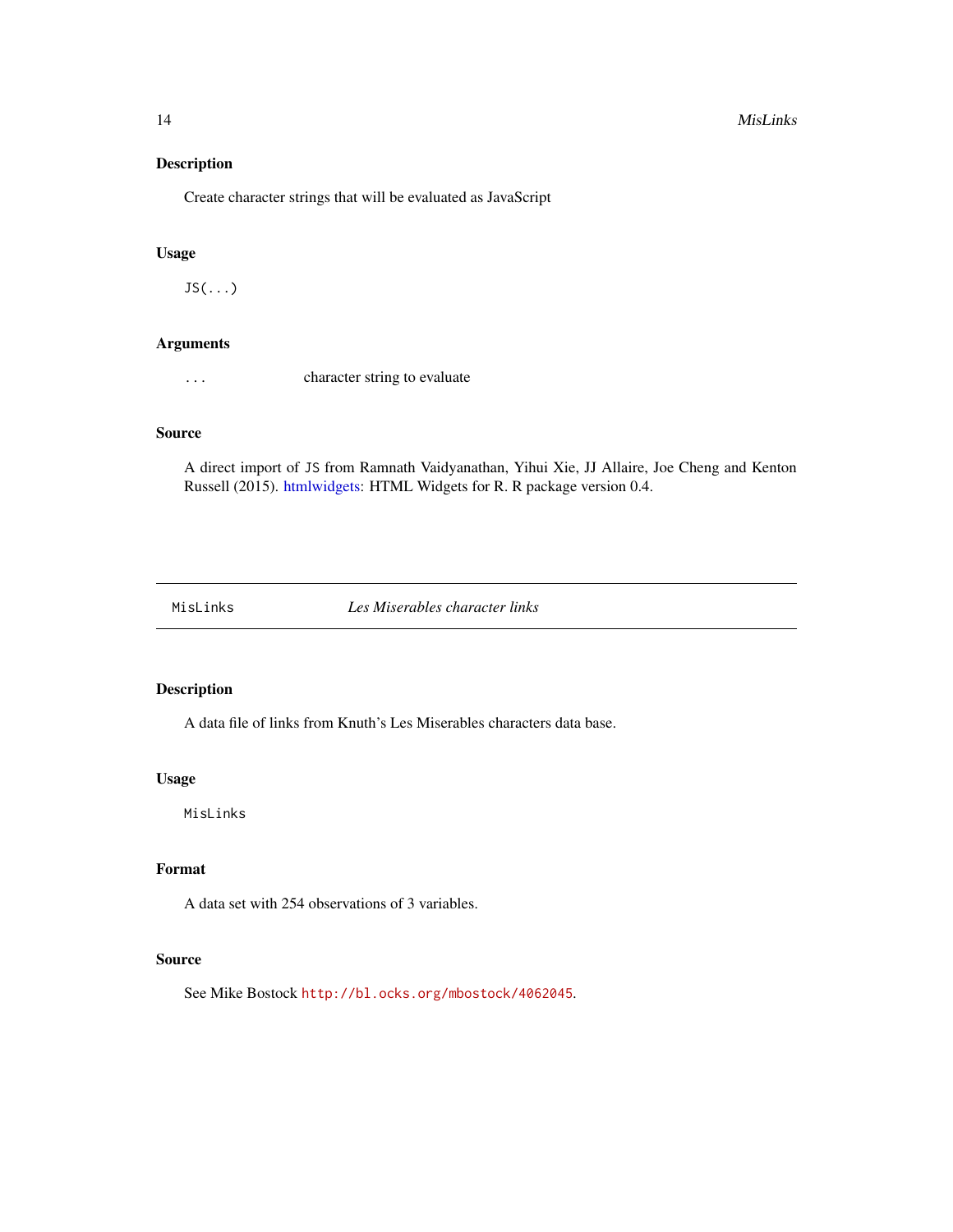## Description

Create character strings that will be evaluated as JavaScript

## Usage

```
JS(...)
```

## Arguments

| | |
|---|---|
| `...` | character string to evaluate |

## Source

A direct import of `JS` from Ramnath Vaidyanathan, Yihui Xie, JJ Allaire, Joe Cheng and Kenton Russell (2015). htmlwidgets: HTML Widgets for R. R package version 0.4.

---

# MisLinks — *Les Miserables character links*

## Description

A data file of links from Knuth's Les Miserables characters data base.

## Usage

```
MisLinks
```

## Format

A data set with 254 observations of 3 variables.

## Source

See Mike Bostock `http://bl.ocks.org/mbostock/4062045`.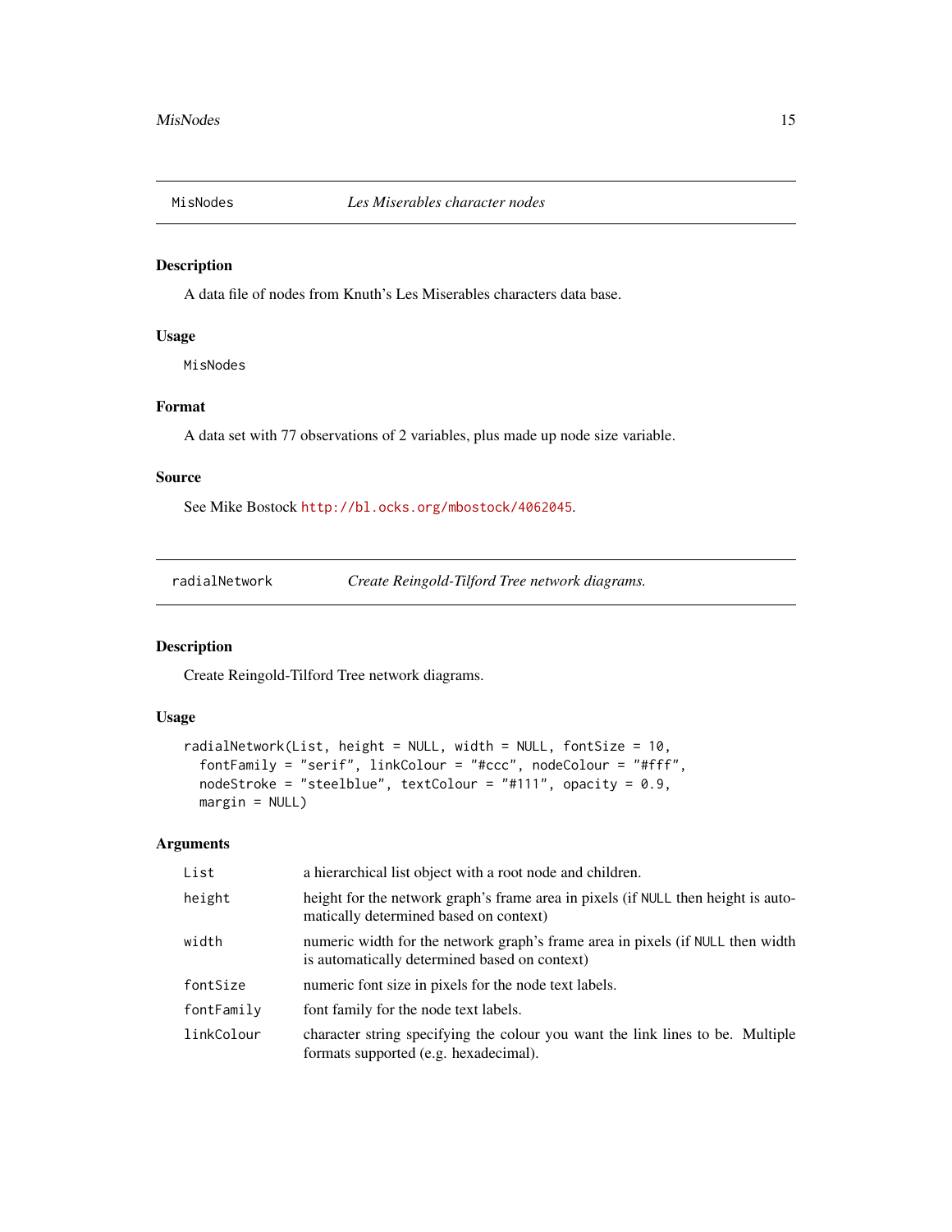## MisNodes — *Les Miserables character nodes*

### Description

A data file of nodes from Knuth's Les Miserables characters data base.

### Usage

```
MisNodes
```

### Format

A data set with 77 observations of 2 variables, plus made up node size variable.

### Source

See Mike Bostock http://bl.ocks.org/mbostock/4062045.

## radialNetwork — *Create Reingold-Tilford Tree network diagrams.*

### Description

Create Reingold-Tilford Tree network diagrams.

### Usage

```
radialNetwork(List, height = NULL, width = NULL, fontSize = 10,
  fontFamily = "serif", linkColour = "#ccc", nodeColour = "#fff",
  nodeStroke = "steelblue", textColour = "#111", opacity = 0.9,
  margin = NULL)
```

### Arguments

| | |
|---|---|
| List | a hierarchical list object with a root node and children. |
| height | height for the network graph's frame area in pixels (if NULL then height is automatically determined based on context) |
| width | numeric width for the network graph's frame area in pixels (if NULL then width is automatically determined based on context) |
| fontSize | numeric font size in pixels for the node text labels. |
| fontFamily | font family for the node text labels. |
| linkColour | character string specifying the colour you want the link lines to be. Multiple formats supported (e.g. hexadecimal). |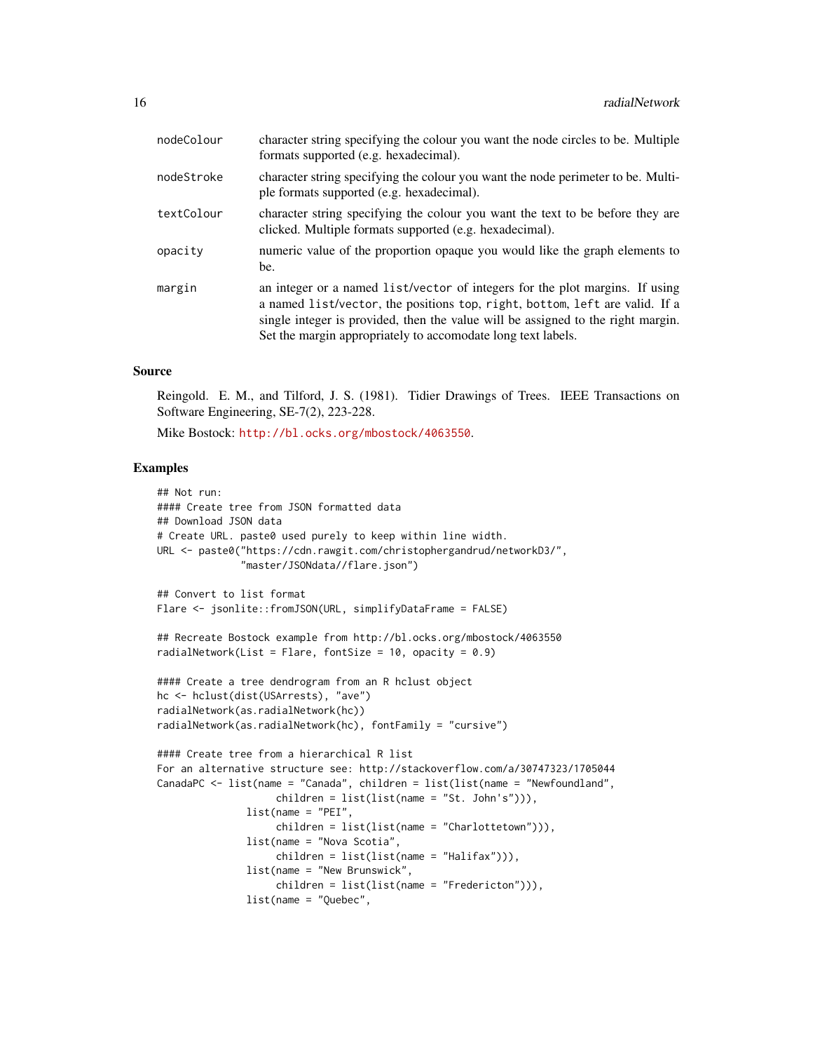| | |
|---|---|
| `nodeColour` | character string specifying the colour you want the node circles to be. Multiple formats supported (e.g. hexadecimal). |
| `nodeStroke` | character string specifying the colour you want the node perimeter to be. Multiple formats supported (e.g. hexadecimal). |
| `textColour` | character string specifying the colour you want the text to be before they are clicked. Multiple formats supported (e.g. hexadecimal). |
| `opacity` | numeric value of the proportion opaque you would like the graph elements to be. |
| `margin` | an integer or a named `list`/`vector` of integers for the plot margins. If using a named `list`/`vector`, the positions `top`, `right`, `bottom`, `left` are valid. If a single integer is provided, then the value will be assigned to the right margin. Set the margin appropriately to accomodate long text labels. |

## Source

Reingold. E. M., and Tilford, J. S. (1981). Tidier Drawings of Trees. IEEE Transactions on Software Engineering, SE-7(2), 223-228.

Mike Bostock: http://bl.ocks.org/mbostock/4063550.

## Examples

```
## Not run:
#### Create tree from JSON formatted data
## Download JSON data
# Create URL. paste0 used purely to keep within line width.
URL <- paste0("https://cdn.rawgit.com/christophergandrud/networkD3/",
              "master/JSONdata//flare.json")

## Convert to list format
Flare <- jsonlite::fromJSON(URL, simplifyDataFrame = FALSE)

## Recreate Bostock example from http://bl.ocks.org/mbostock/4063550
radialNetwork(List = Flare, fontSize = 10, opacity = 0.9)

#### Create a tree dendrogram from an R hclust object
hc <- hclust(dist(USArrests), "ave")
radialNetwork(as.radialNetwork(hc))
radialNetwork(as.radialNetwork(hc), fontFamily = "cursive")

#### Create tree from a hierarchical R list
For an alternative structure see: http://stackoverflow.com/a/30747323/1705044
CanadaPC <- list(name = "Canada", children = list(list(name = "Newfoundland",
                    children = list(list(name = "St. John's"))),
               list(name = "PEI",
                    children = list(list(name = "Charlottetown"))),
               list(name = "Nova Scotia",
                    children = list(list(name = "Halifax"))),
               list(name = "New Brunswick",
                    children = list(list(name = "Fredericton"))),
               list(name = "Quebec",
```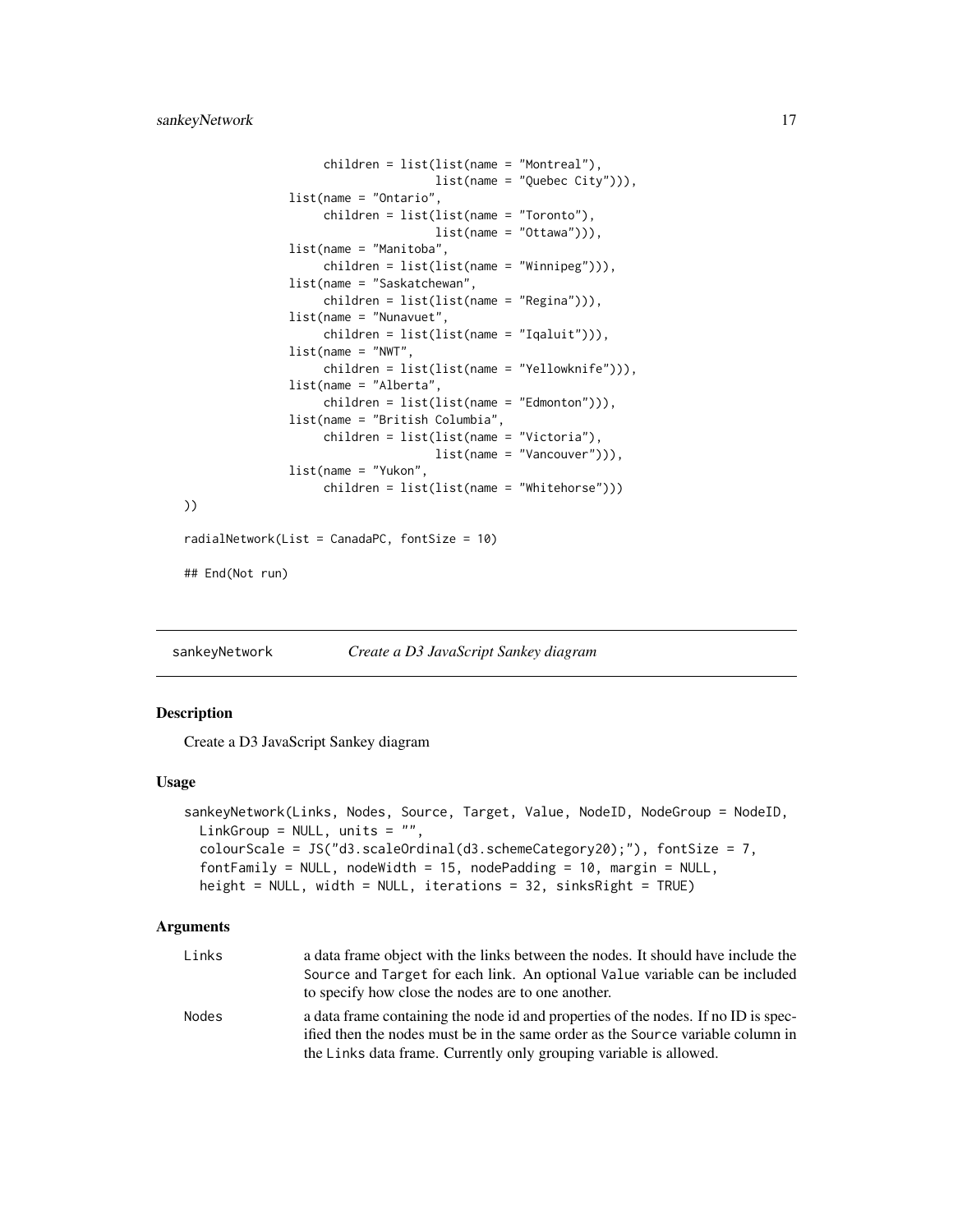```
                    children = list(list(name = "Montreal"),
                                    list(name = "Quebec City"))),
                list(name = "Ontario",
                    children = list(list(name = "Toronto"),
                                    list(name = "Ottawa"))),
                list(name = "Manitoba",
                    children = list(list(name = "Winnipeg"))),
                list(name = "Saskatchewan",
                    children = list(list(name = "Regina"))),
                list(name = "Nunavuet",
                    children = list(list(name = "Iqaluit"))),
                list(name = "NWT",
                    children = list(list(name = "Yellowknife"))),
                list(name = "Alberta",
                    children = list(list(name = "Edmonton"))),
                list(name = "British Columbia",
                    children = list(list(name = "Victoria"),
                                    list(name = "Vancouver"))),
                list(name = "Yukon",
                    children = list(list(name = "Whitehorse")))
))

radialNetwork(List = CanadaPC, fontSize = 10)

## End(Not run)
```

## sankeyNetwork — *Create a D3 JavaScript Sankey diagram*

### Description

Create a D3 JavaScript Sankey diagram

### Usage

```
sankeyNetwork(Links, Nodes, Source, Target, Value, NodeID, NodeGroup = NodeID,
  LinkGroup = NULL, units = "",
  colourScale = JS("d3.scaleOrdinal(d3.schemeCategory20);"), fontSize = 7,
  fontFamily = NULL, nodeWidth = 15, nodePadding = 10, margin = NULL,
  height = NULL, width = NULL, iterations = 32, sinksRight = TRUE)
```

### Arguments

| | |
|---|---|
| `Links` | a data frame object with the links between the nodes. It should have include the `Source` and `Target` for each link. An optional `Value` variable can be included to specify how close the nodes are to one another. |
| `Nodes` | a data frame containing the node id and properties of the nodes. If no ID is specified then the nodes must be in the same order as the `Source` variable column in the `Links` data frame. Currently only grouping variable is allowed. |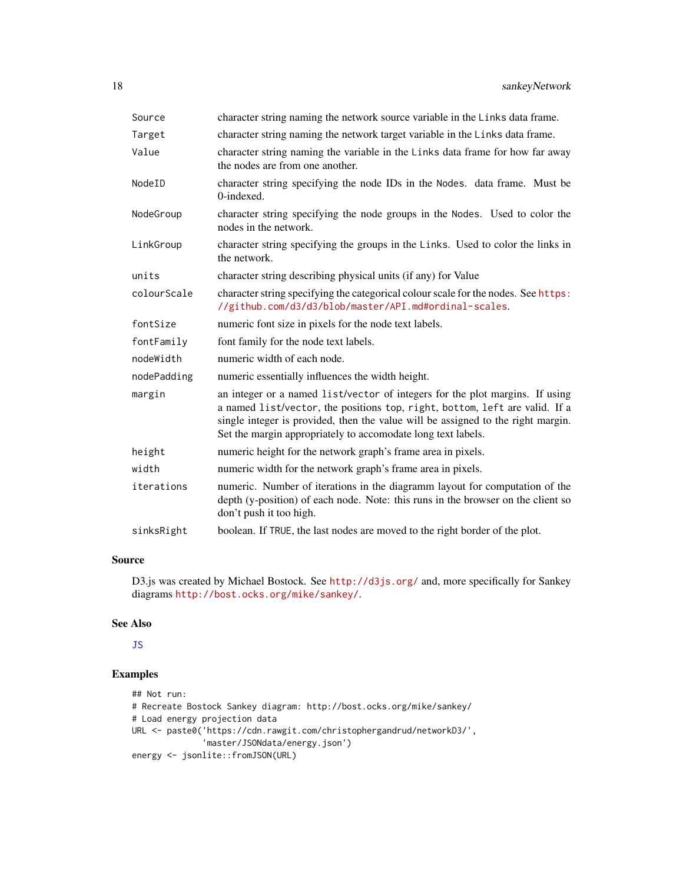| | |
|---|---|
| `Source` | character string naming the network source variable in the `Links` data frame. |
| `Target` | character string naming the network target variable in the `Links` data frame. |
| `Value` | character string naming the variable in the `Links` data frame for how far away the nodes are from one another. |
| `NodeID` | character string specifying the node IDs in the `Nodes.` data frame. Must be 0-indexed. |
| `NodeGroup` | character string specifying the node groups in the `Nodes`. Used to color the nodes in the network. |
| `LinkGroup` | character string specifying the groups in the `Links`. Used to color the links in the network. |
| `units` | character string describing physical units (if any) for Value |
| `colourScale` | character string specifying the categorical colour scale for the nodes. See https://github.com/d3/d3/blob/master/API.md#ordinal-scales. |
| `fontSize` | numeric font size in pixels for the node text labels. |
| `fontFamily` | font family for the node text labels. |
| `nodeWidth` | numeric width of each node. |
| `nodePadding` | numeric essentially influences the width height. |
| `margin` | an integer or a named `list`/`vector` of integers for the plot margins. If using a named `list`/`vector`, the positions `top`, `right`, `bottom`, `left` are valid. If a single integer is provided, then the value will be assigned to the right margin. Set the margin appropriately to accomodate long text labels. |
| `height` | numeric height for the network graph's frame area in pixels. |
| `width` | numeric width for the network graph's frame area in pixels. |
| `iterations` | numeric. Number of iterations in the diagramm layout for computation of the depth (y-position) of each node. Note: this runs in the browser on the client so don't push it too high. |
| `sinksRight` | boolean. If `TRUE`, the last nodes are moved to the right border of the plot. |

## Source

D3.js was created by Michael Bostock. See http://d3js.org/ and, more specifically for Sankey diagrams http://bost.ocks.org/mike/sankey/.

## See Also

`JS`

## Examples

```
## Not run:
# Recreate Bostock Sankey diagram: http://bost.ocks.org/mike/sankey/
# Load energy projection data
URL <- paste0('https://cdn.rawgit.com/christophergandrud/networkD3/',
              'master/JSONdata/energy.json')
energy <- jsonlite::fromJSON(URL)
```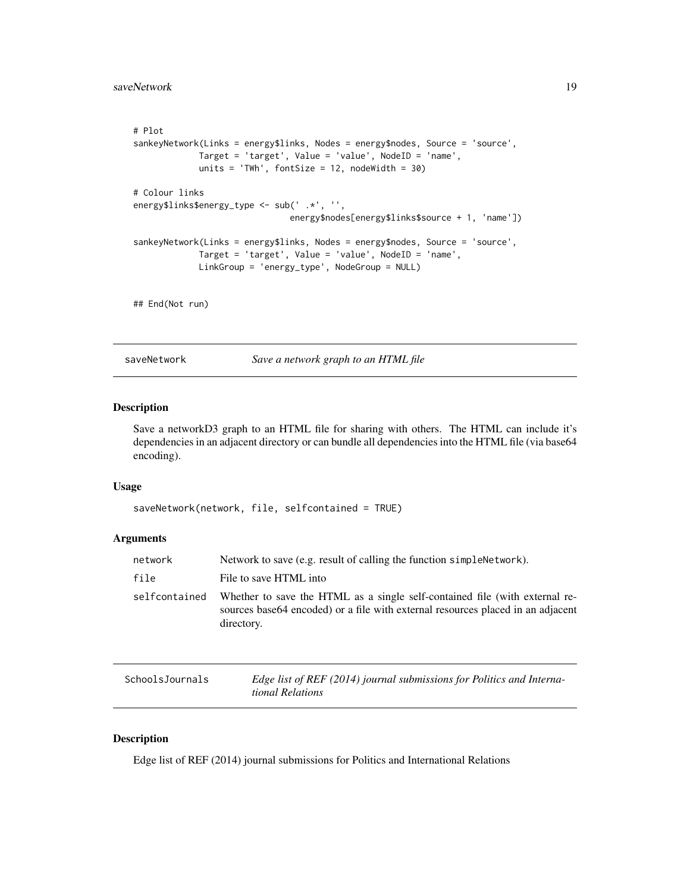```
# Plot
sankeyNetwork(Links = energy$links, Nodes = energy$nodes, Source = 'source',
             Target = 'target', Value = 'value', NodeID = 'name',
             units = 'TWh', fontSize = 12, nodeWidth = 30)

# Colour links
energy$links$energy_type <- sub(' .*', '',
                               energy$nodes[energy$links$source + 1, 'name'])

sankeyNetwork(Links = energy$links, Nodes = energy$nodes, Source = 'source',
             Target = 'target', Value = 'value', NodeID = 'name',
             LinkGroup = 'energy_type', NodeGroup = NULL)


## End(Not run)
```

## saveNetwork — *Save a network graph to an HTML file*

### Description

Save a networkD3 graph to an HTML file for sharing with others. The HTML can include it's dependencies in an adjacent directory or can bundle all dependencies into the HTML file (via base64 encoding).

### Usage

```
saveNetwork(network, file, selfcontained = TRUE)
```

### Arguments

| | |
|---|---|
| network | Network to save (e.g. result of calling the function simpleNetwork). |
| file | File to save HTML into |
| selfcontained | Whether to save the HTML as a single self-contained file (with external resources base64 encoded) or a file with external resources placed in an adjacent directory. |

## SchoolsJournals — *Edge list of REF (2014) journal submissions for Politics and International Relations*

### Description

Edge list of REF (2014) journal submissions for Politics and International Relations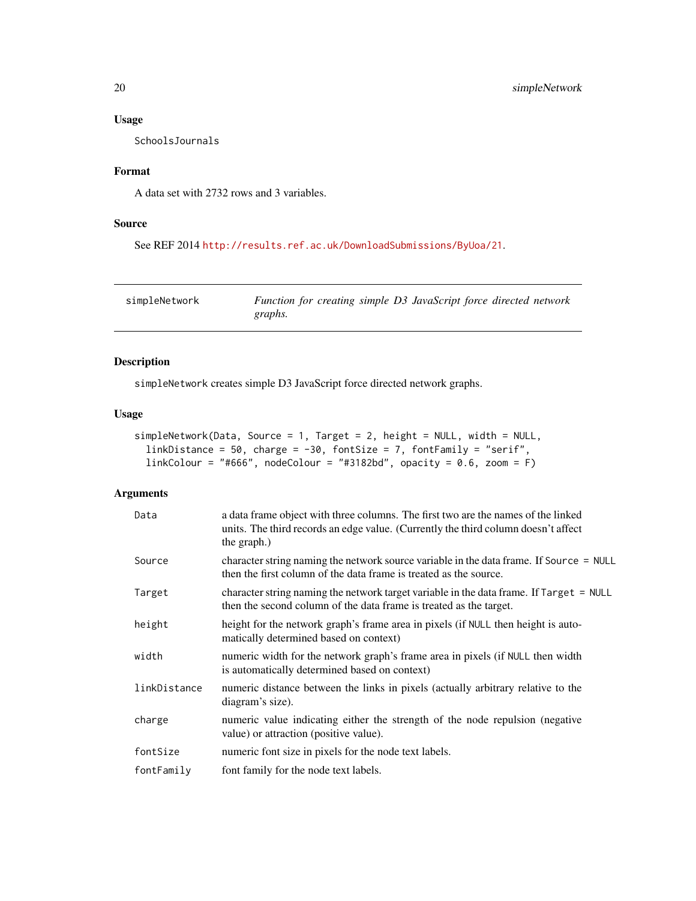### Usage

```
SchoolsJournals
```

### Format

A data set with 2732 rows and 3 variables.

### Source

See REF 2014 http://results.ref.ac.uk/DownloadSubmissions/ByUoa/21.

---

## simpleNetwork — *Function for creating simple D3 JavaScript force directed network graphs.*

---

### Description

`simpleNetwork` creates simple D3 JavaScript force directed network graphs.

### Usage

```
simpleNetwork(Data, Source = 1, Target = 2, height = NULL, width = NULL,
  linkDistance = 50, charge = -30, fontSize = 7, fontFamily = "serif",
  linkColour = "#666", nodeColour = "#3182bd", opacity = 0.6, zoom = F)
```

### Arguments

| Argument | Description |
|---|---|
| `Data` | a data frame object with three columns. The first two are the names of the linked units. The third records an edge value. (Currently the third column doesn't affect the graph.) |
| `Source` | character string naming the network source variable in the data frame. If `Source = NULL` then the first column of the data frame is treated as the source. |
| `Target` | character string naming the network target variable in the data frame. If `Target = NULL` then the second column of the data frame is treated as the target. |
| `height` | height for the network graph's frame area in pixels (if `NULL` then height is automatically determined based on context) |
| `width` | numeric width for the network graph's frame area in pixels (if `NULL` then width is automatically determined based on context) |
| `linkDistance` | numeric distance between the links in pixels (actually arbitrary relative to the diagram's size). |
| `charge` | numeric value indicating either the strength of the node repulsion (negative value) or attraction (positive value). |
| `fontSize` | numeric font size in pixels for the node text labels. |
| `fontFamily` | font family for the node text labels. |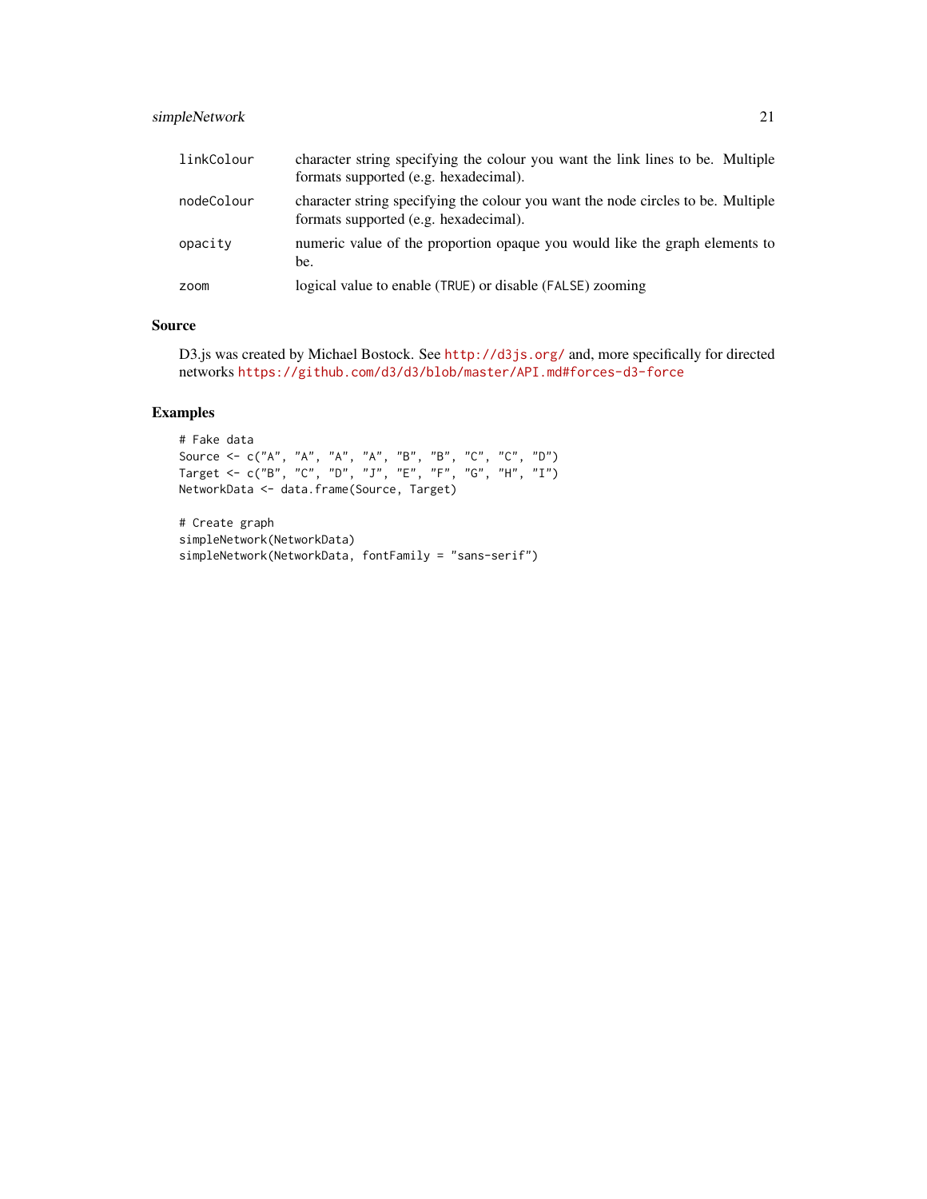| | |
|---|---|
| `linkColour` | character string specifying the colour you want the link lines to be. Multiple formats supported (e.g. hexadecimal). |
| `nodeColour` | character string specifying the colour you want the node circles to be. Multiple formats supported (e.g. hexadecimal). |
| `opacity` | numeric value of the proportion opaque you would like the graph elements to be. |
| `zoom` | logical value to enable (`TRUE`) or disable (`FALSE`) zooming |

### Source

D3.js was created by Michael Bostock. See http://d3js.org/ and, more specifically for directed networks https://github.com/d3/d3/blob/master/API.md#forces-d3-force

### Examples

```
# Fake data
Source <- c("A", "A", "A", "A", "B", "B", "C", "C", "D")
Target <- c("B", "C", "D", "J", "E", "F", "G", "H", "I")
NetworkData <- data.frame(Source, Target)

# Create graph
simpleNetwork(NetworkData)
simpleNetwork(NetworkData, fontFamily = "sans-serif")
```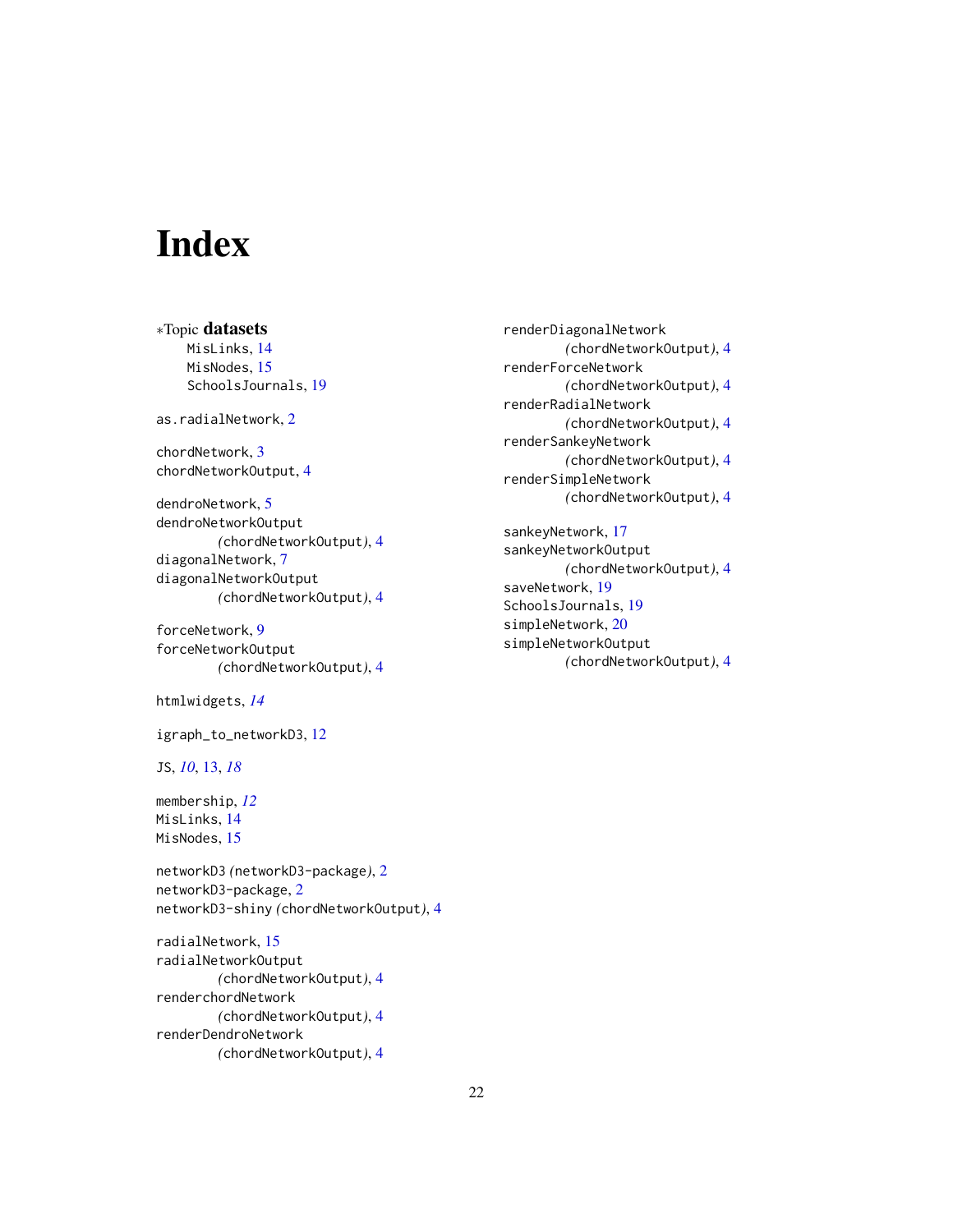# Index

*Topic **datasets**
- MisLinks, 14
- MisNodes, 15
- SchoolsJournals, 19

as.radialNetwork, 2

chordNetwork, 3
chordNetworkOutput, 4

dendroNetwork, 5
dendroNetworkOutput *(chordNetworkOutput)*, 4
diagonalNetwork, 7
diagonalNetworkOutput *(chordNetworkOutput)*, 4

forceNetwork, 9
forceNetworkOutput *(chordNetworkOutput)*, 4

htmlwidgets, *14*

igraph_to_networkD3, 12

JS, *10*, 13, *18*

membership, *12*
MisLinks, 14
MisNodes, 15

networkD3 *(networkD3-package)*, 2
networkD3-package, 2
networkD3-shiny *(chordNetworkOutput)*, 4

radialNetwork, 15
radialNetworkOutput *(chordNetworkOutput)*, 4
renderchordNetwork *(chordNetworkOutput)*, 4
renderDendroNetwork *(chordNetworkOutput)*, 4
renderDiagonalNetwork *(chordNetworkOutput)*, 4
renderForceNetwork *(chordNetworkOutput)*, 4
renderRadialNetwork *(chordNetworkOutput)*, 4
renderSankeyNetwork *(chordNetworkOutput)*, 4
renderSimpleNetwork *(chordNetworkOutput)*, 4

sankeyNetwork, 17
sankeyNetworkOutput *(chordNetworkOutput)*, 4
saveNetwork, 19
SchoolsJournals, 19
simpleNetwork, 20
simpleNetworkOutput *(chordNetworkOutput)*, 4